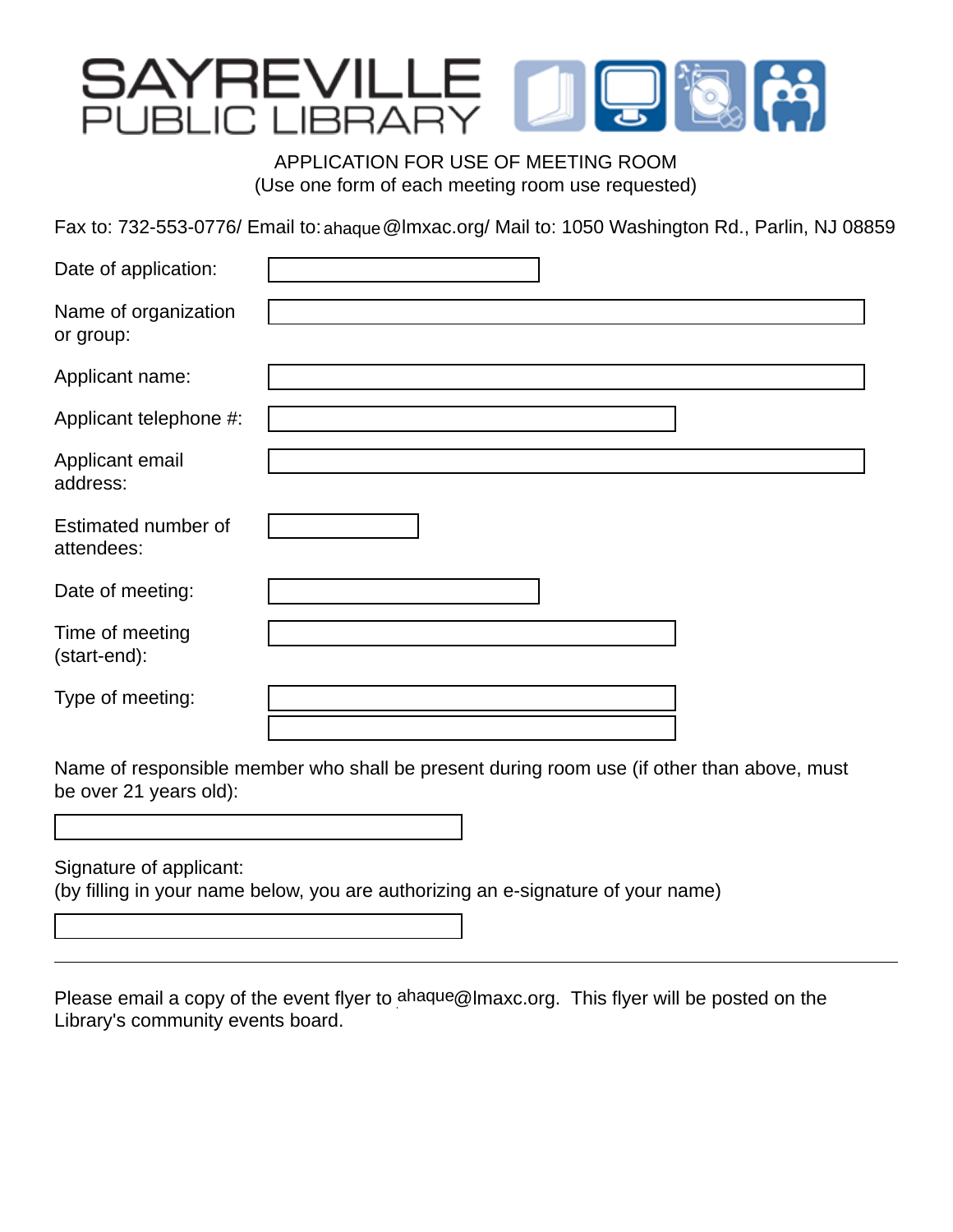# SAYREVILLE PUBLIC LIBRARY

APPLICATION FOR USE OF MEETING ROOM
(Use one form of each meeting room use requested)

Fax to: 732-553-0776/ Email to: ahaque@lmxac.org/ Mail to: 1050 Washington Rd., Parlin, NJ 08859

Date of application:

Name of organization or group:

Applicant name:

Applicant telephone #:

Applicant email address:

Estimated number of attendees:

Date of meeting:

Time of meeting (start-end):

Type of meeting:

Name of responsible member who shall be present during room use (if other than above, must be over 21 years old):

Signature of applicant:
(by filling in your name below, you are authorizing an e-signature of your name)

---

Please email a copy of the event flyer to ahaque@lmaxc.org. This flyer will be posted on the Library's community events board.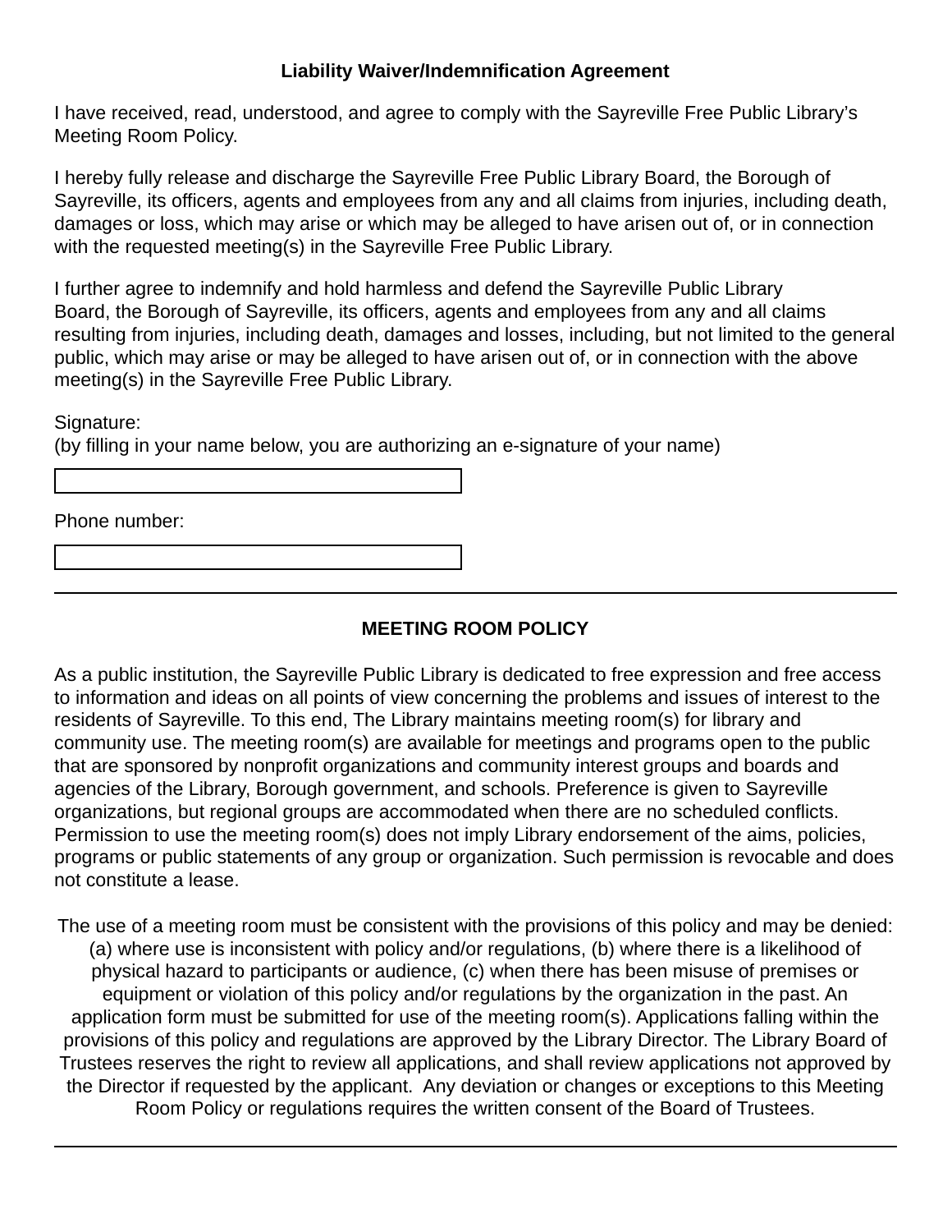**Liability Waiver/Indemnification Agreement**

I have received, read, understood, and agree to comply with the Sayreville Free Public Library's Meeting Room Policy.

I hereby fully release and discharge the Sayreville Free Public Library Board, the Borough of Sayreville, its officers, agents and employees from any and all claims from injuries, including death, damages or loss, which may arise or which may be alleged to have arisen out of, or in connection with the requested meeting(s) in the Sayreville Free Public Library.

I further agree to indemnify and hold harmless and defend the Sayreville Public Library Board, the Borough of Sayreville, its officers, agents and employees from any and all claims resulting from injuries, including death, damages and losses, including, but not limited to the general public, which may arise or may be alleged to have arisen out of, or in connection with the above meeting(s) in the Sayreville Free Public Library.

Signature:
(by filling in your name below, you are authorizing an e-signature of your name)

\_\_\_\_\_\_\_\_\_\_\_\_\_\_\_\_\_\_\_\_\_\_\_\_\_\_\_\_\_\_

Phone number:

\_\_\_\_\_\_\_\_\_\_\_\_\_\_\_\_\_\_\_\_\_\_\_\_\_\_\_\_\_\_

---

**MEETING ROOM POLICY**

As a public institution, the Sayreville Public Library is dedicated to free expression and free access to information and ideas on all points of view concerning the problems and issues of interest to the residents of Sayreville. To this end, The Library maintains meeting room(s) for library and community use. The meeting room(s) are available for meetings and programs open to the public that are sponsored by nonprofit organizations and community interest groups and boards and agencies of the Library, Borough government, and schools. Preference is given to Sayreville organizations, but regional groups are accommodated when there are no scheduled conflicts. Permission to use the meeting room(s) does not imply Library endorsement of the aims, policies, programs or public statements of any group or organization. Such permission is revocable and does not constitute a lease.

The use of a meeting room must be consistent with the provisions of this policy and may be denied: (a) where use is inconsistent with policy and/or regulations, (b) where there is a likelihood of physical hazard to participants or audience, (c) when there has been misuse of premises or equipment or violation of this policy and/or regulations by the organization in the past. An application form must be submitted for use of the meeting room(s). Applications falling within the provisions of this policy and regulations are approved by the Library Director. The Library Board of Trustees reserves the right to review all applications, and shall review applications not approved by the Director if requested by the applicant. Any deviation or changes or exceptions to this Meeting Room Policy or regulations requires the written consent of the Board of Trustees.

---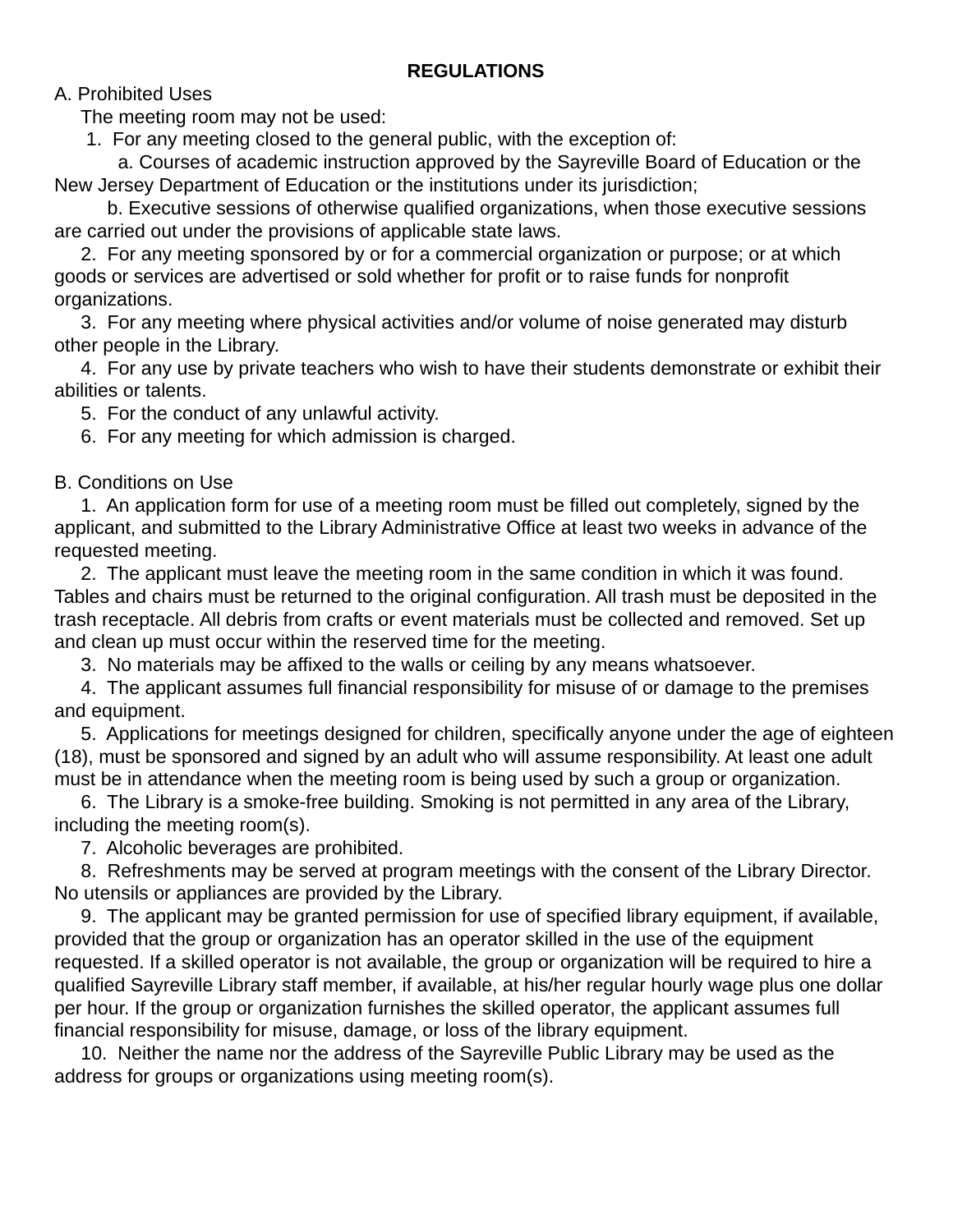## REGULATIONS

A. Prohibited Uses

The meeting room may not be used:

1. For any meeting closed to the general public, with the exception of:
   a. Courses of academic instruction approved by the Sayreville Board of Education or the New Jersey Department of Education or the institutions under its jurisdiction;
   b. Executive sessions of otherwise qualified organizations, when those executive sessions are carried out under the provisions of applicable state laws.
2. For any meeting sponsored by or for a commercial organization or purpose; or at which goods or services are advertised or sold whether for profit or to raise funds for nonprofit organizations.
3. For any meeting where physical activities and/or volume of noise generated may disturb other people in the Library.
4. For any use by private teachers who wish to have their students demonstrate or exhibit their abilities or talents.
5. For the conduct of any unlawful activity.
6. For any meeting for which admission is charged.

B. Conditions on Use

1. An application form for use of a meeting room must be filled out completely, signed by the applicant, and submitted to the Library Administrative Office at least two weeks in advance of the requested meeting.
2. The applicant must leave the meeting room in the same condition in which it was found. Tables and chairs must be returned to the original configuration. All trash must be deposited in the trash receptacle. All debris from crafts or event materials must be collected and removed. Set up and clean up must occur within the reserved time for the meeting.
3. No materials may be affixed to the walls or ceiling by any means whatsoever.
4. The applicant assumes full financial responsibility for misuse of or damage to the premises and equipment.
5. Applications for meetings designed for children, specifically anyone under the age of eighteen (18), must be sponsored and signed by an adult who will assume responsibility. At least one adult must be in attendance when the meeting room is being used by such a group or organization.
6. The Library is a smoke-free building. Smoking is not permitted in any area of the Library, including the meeting room(s).
7. Alcoholic beverages are prohibited.
8. Refreshments may be served at program meetings with the consent of the Library Director. No utensils or appliances are provided by the Library.
9. The applicant may be granted permission for use of specified library equipment, if available, provided that the group or organization has an operator skilled in the use of the equipment requested. If a skilled operator is not available, the group or organization will be required to hire a qualified Sayreville Library staff member, if available, at his/her regular hourly wage plus one dollar per hour. If the group or organization furnishes the skilled operator, the applicant assumes full financial responsibility for misuse, damage, or loss of the library equipment.
10. Neither the name nor the address of the Sayreville Public Library may be used as the address for groups or organizations using meeting room(s).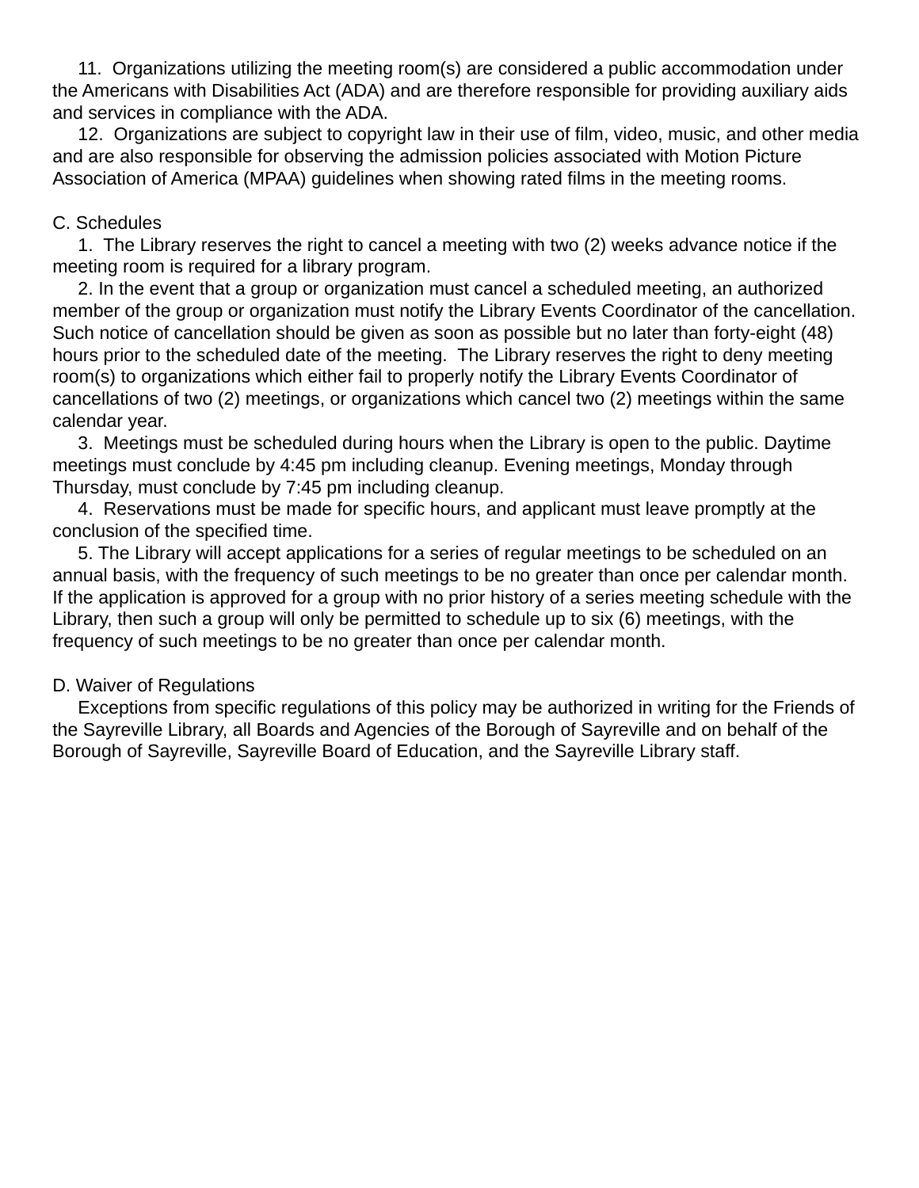11. Organizations utilizing the meeting room(s) are considered a public accommodation under the Americans with Disabilities Act (ADA) and are therefore responsible for providing auxiliary aids and services in compliance with the ADA.

12. Organizations are subject to copyright law in their use of film, video, music, and other media and are also responsible for observing the admission policies associated with Motion Picture Association of America (MPAA) guidelines when showing rated films in the meeting rooms.

C. Schedules

1. The Library reserves the right to cancel a meeting with two (2) weeks advance notice if the meeting room is required for a library program.

2. In the event that a group or organization must cancel a scheduled meeting, an authorized member of the group or organization must notify the Library Events Coordinator of the cancellation. Such notice of cancellation should be given as soon as possible but no later than forty-eight (48) hours prior to the scheduled date of the meeting. The Library reserves the right to deny meeting room(s) to organizations which either fail to properly notify the Library Events Coordinator of cancellations of two (2) meetings, or organizations which cancel two (2) meetings within the same calendar year.

3. Meetings must be scheduled during hours when the Library is open to the public. Daytime meetings must conclude by 4:45 pm including cleanup. Evening meetings, Monday through Thursday, must conclude by 7:45 pm including cleanup.

4. Reservations must be made for specific hours, and applicant must leave promptly at the conclusion of the specified time.

5. The Library will accept applications for a series of regular meetings to be scheduled on an annual basis, with the frequency of such meetings to be no greater than once per calendar month. If the application is approved for a group with no prior history of a series meeting schedule with the Library, then such a group will only be permitted to schedule up to six (6) meetings, with the frequency of such meetings to be no greater than once per calendar month.

D. Waiver of Regulations

Exceptions from specific regulations of this policy may be authorized in writing for the Friends of the Sayreville Library, all Boards and Agencies of the Borough of Sayreville and on behalf of the Borough of Sayreville, Sayreville Board of Education, and the Sayreville Library staff.